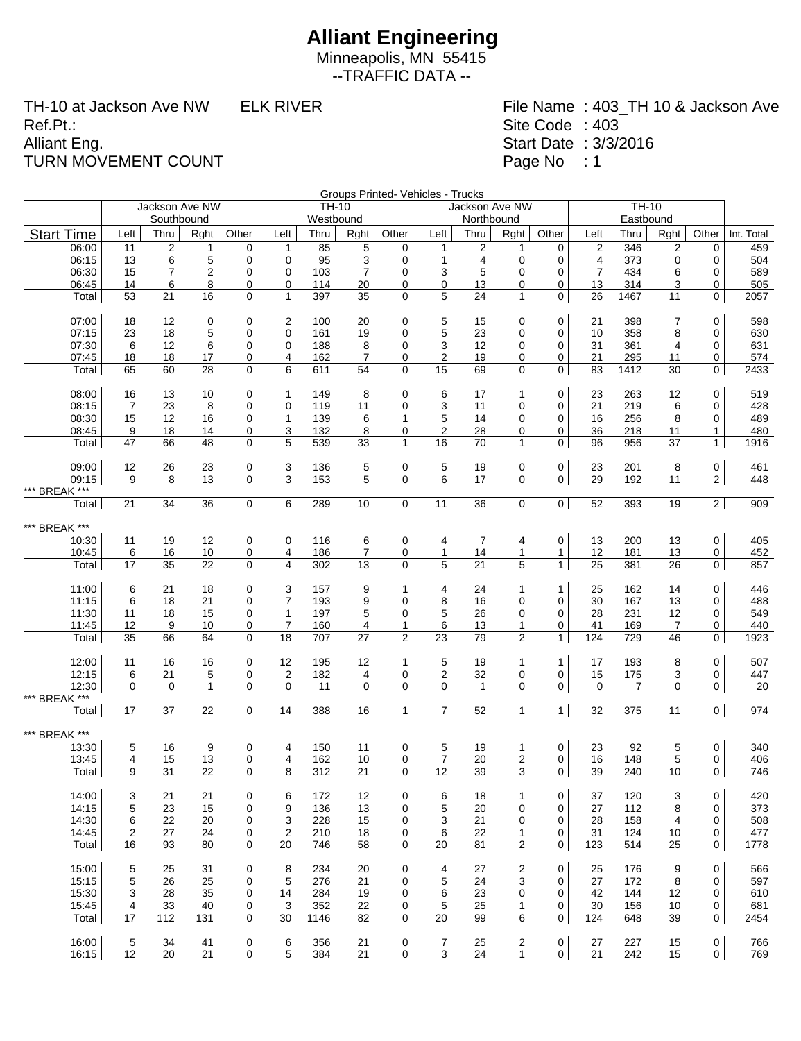# Alliant Engineering

Minneapolis, MN 55415

--TRAFFIC DATA --

TH-10 at Jackson Ave NW ELK RIVER
Ref.Pt.:
Alliant Eng.
TURN MOVEMENT COUNT

File Name : 403_TH 10 & Jackson Ave
Site Code : 403
Start Date : 3/3/2016
Page No : 1

Groups Printed- Vehicles - Trucks

| | Jackson Ave NW Southbound | | | | TH-10 Westbound | | | | Jackson Ave NW Northbound | | | | TH-10 Eastbound | | | | |
|---|---|---|---|---|---|---|---|---|---|---|---|---|---|---|---|---|---|
| Start Time | Left | Thru | Rght | Other | Left | Thru | Rght | Other | Left | Thru | Rght | Other | Left | Thru | Rght | Other | Int. Total |
| 06:00 | 11 | 2 | 1 | 0 | 1 | 85 | 5 | 0 | 1 | 2 | 1 | 0 | 2 | 346 | 2 | 0 | 459 |
| 06:15 | 13 | 6 | 5 | 0 | 0 | 95 | 3 | 0 | 1 | 4 | 0 | 0 | 4 | 373 | 0 | 0 | 504 |
| 06:30 | 15 | 7 | 2 | 0 | 0 | 103 | 7 | 0 | 3 | 5 | 0 | 0 | 7 | 434 | 6 | 0 | 589 |
| 06:45 | 14 | 6 | 8 | 0 | 0 | 114 | 20 | 0 | 0 | 13 | 0 | 0 | 13 | 314 | 3 | 0 | 505 |
| Total | 53 | 21 | 16 | 0 | 1 | 397 | 35 | 0 | 5 | 24 | 1 | 0 | 26 | 1467 | 11 | 0 | 2057 |
| | | | | | | | | | | | | | | | | | |
| 07:00 | 18 | 12 | 0 | 0 | 2 | 100 | 20 | 0 | 5 | 15 | 0 | 0 | 21 | 398 | 7 | 0 | 598 |
| 07:15 | 23 | 18 | 5 | 0 | 0 | 161 | 19 | 0 | 5 | 23 | 0 | 0 | 10 | 358 | 8 | 0 | 630 |
| 07:30 | 6 | 12 | 6 | 0 | 0 | 188 | 8 | 0 | 3 | 12 | 0 | 0 | 31 | 361 | 4 | 0 | 631 |
| 07:45 | 18 | 18 | 17 | 0 | 4 | 162 | 7 | 0 | 2 | 19 | 0 | 0 | 21 | 295 | 11 | 0 | 574 |
| Total | 65 | 60 | 28 | 0 | 6 | 611 | 54 | 0 | 15 | 69 | 0 | 0 | 83 | 1412 | 30 | 0 | 2433 |
| | | | | | | | | | | | | | | | | | |
| 08:00 | 16 | 13 | 10 | 0 | 1 | 149 | 8 | 0 | 6 | 17 | 1 | 0 | 23 | 263 | 12 | 0 | 519 |
| 08:15 | 7 | 23 | 8 | 0 | 0 | 119 | 11 | 0 | 3 | 11 | 0 | 0 | 21 | 219 | 6 | 0 | 428 |
| 08:30 | 15 | 12 | 16 | 0 | 1 | 139 | 6 | 1 | 5 | 14 | 0 | 0 | 16 | 256 | 8 | 0 | 489 |
| 08:45 | 9 | 18 | 14 | 0 | 3 | 132 | 8 | 0 | 2 | 28 | 0 | 0 | 36 | 218 | 11 | 1 | 480 |
| Total | 47 | 66 | 48 | 0 | 5 | 539 | 33 | 1 | 16 | 70 | 1 | 0 | 96 | 956 | 37 | 1 | 1916 |
| | | | | | | | | | | | | | | | | | |
| 09:00 | 12 | 26 | 23 | 0 | 3 | 136 | 5 | 0 | 5 | 19 | 0 | 0 | 23 | 201 | 8 | 0 | 461 |
| 09:15 | 9 | 8 | 13 | 0 | 3 | 153 | 5 | 0 | 6 | 17 | 0 | 0 | 29 | 192 | 11 | 2 | 448 |
| *** BREAK *** | | | | | | | | | | | | | | | | | |
| Total | 21 | 34 | 36 | 0 | 6 | 289 | 10 | 0 | 11 | 36 | 0 | 0 | 52 | 393 | 19 | 2 | 909 |
| | | | | | | | | | | | | | | | | | |
| *** BREAK *** | | | | | | | | | | | | | | | | | |
| 10:30 | 11 | 19 | 12 | 0 | 0 | 116 | 6 | 0 | 4 | 7 | 4 | 0 | 13 | 200 | 13 | 0 | 405 |
| 10:45 | 6 | 16 | 10 | 0 | 4 | 186 | 7 | 0 | 1 | 14 | 1 | 1 | 12 | 181 | 13 | 0 | 452 |
| Total | 17 | 35 | 22 | 0 | 4 | 302 | 13 | 0 | 5 | 21 | 5 | 1 | 25 | 381 | 26 | 0 | 857 |
| | | | | | | | | | | | | | | | | | |
| 11:00 | 6 | 21 | 18 | 0 | 3 | 157 | 9 | 1 | 4 | 24 | 1 | 1 | 25 | 162 | 14 | 0 | 446 |
| 11:15 | 6 | 18 | 21 | 0 | 7 | 193 | 9 | 0 | 8 | 16 | 0 | 0 | 30 | 167 | 13 | 0 | 488 |
| 11:30 | 11 | 18 | 15 | 0 | 1 | 197 | 5 | 0 | 5 | 26 | 0 | 0 | 28 | 231 | 12 | 0 | 549 |
| 11:45 | 12 | 9 | 10 | 0 | 7 | 160 | 4 | 1 | 6 | 13 | 1 | 0 | 41 | 169 | 7 | 0 | 440 |
| Total | 35 | 66 | 64 | 0 | 18 | 707 | 27 | 2 | 23 | 79 | 2 | 1 | 124 | 729 | 46 | 0 | 1923 |
| | | | | | | | | | | | | | | | | | |
| 12:00 | 11 | 16 | 16 | 0 | 12 | 195 | 12 | 1 | 5 | 19 | 1 | 1 | 17 | 193 | 8 | 0 | 507 |
| 12:15 | 6 | 21 | 5 | 0 | 2 | 182 | 4 | 0 | 2 | 32 | 0 | 0 | 15 | 175 | 3 | 0 | 447 |
| 12:30 | 0 | 0 | 1 | 0 | 0 | 11 | 0 | 0 | 0 | 1 | 0 | 0 | 0 | 7 | 0 | 0 | 20 |
| *** BREAK *** | | | | | | | | | | | | | | | | | |
| Total | 17 | 37 | 22 | 0 | 14 | 388 | 16 | 1 | 7 | 52 | 1 | 1 | 32 | 375 | 11 | 0 | 974 |
| | | | | | | | | | | | | | | | | | |
| *** BREAK *** | | | | | | | | | | | | | | | | | |
| 13:30 | 5 | 16 | 9 | 0 | 4 | 150 | 11 | 0 | 5 | 19 | 1 | 0 | 23 | 92 | 5 | 0 | 340 |
| 13:45 | 4 | 15 | 13 | 0 | 4 | 162 | 10 | 0 | 7 | 20 | 2 | 0 | 16 | 148 | 5 | 0 | 406 |
| Total | 9 | 31 | 22 | 0 | 8 | 312 | 21 | 0 | 12 | 39 | 3 | 0 | 39 | 240 | 10 | 0 | 746 |
| | | | | | | | | | | | | | | | | | |
| 14:00 | 3 | 21 | 21 | 0 | 6 | 172 | 12 | 0 | 6 | 18 | 1 | 0 | 37 | 120 | 3 | 0 | 420 |
| 14:15 | 5 | 23 | 15 | 0 | 9 | 136 | 13 | 0 | 5 | 20 | 0 | 0 | 27 | 112 | 8 | 0 | 373 |
| 14:30 | 6 | 22 | 20 | 0 | 3 | 228 | 15 | 0 | 3 | 21 | 0 | 0 | 28 | 158 | 4 | 0 | 508 |
| 14:45 | 2 | 27 | 24 | 0 | 2 | 210 | 18 | 0 | 6 | 22 | 1 | 0 | 31 | 124 | 10 | 0 | 477 |
| Total | 16 | 93 | 80 | 0 | 20 | 746 | 58 | 0 | 20 | 81 | 2 | 0 | 123 | 514 | 25 | 0 | 1778 |
| | | | | | | | | | | | | | | | | | |
| 15:00 | 5 | 25 | 31 | 0 | 8 | 234 | 20 | 0 | 4 | 27 | 2 | 0 | 25 | 176 | 9 | 0 | 566 |
| 15:15 | 5 | 26 | 25 | 0 | 5 | 276 | 21 | 0 | 5 | 24 | 3 | 0 | 27 | 172 | 8 | 0 | 597 |
| 15:30 | 3 | 28 | 35 | 0 | 14 | 284 | 19 | 0 | 6 | 23 | 0 | 0 | 42 | 144 | 12 | 0 | 610 |
| 15:45 | 4 | 33 | 40 | 0 | 3 | 352 | 22 | 0 | 5 | 25 | 1 | 0 | 30 | 156 | 10 | 0 | 681 |
| Total | 17 | 112 | 131 | 0 | 30 | 1146 | 82 | 0 | 20 | 99 | 6 | 0 | 124 | 648 | 39 | 0 | 2454 |
| | | | | | | | | | | | | | | | | | |
| 16:00 | 5 | 34 | 41 | 0 | 6 | 356 | 21 | 0 | 7 | 25 | 2 | 0 | 27 | 227 | 15 | 0 | 766 |
| 16:15 | 12 | 20 | 21 | 0 | 5 | 384 | 21 | 0 | 3 | 24 | 1 | 0 | 21 | 242 | 15 | 0 | 769 |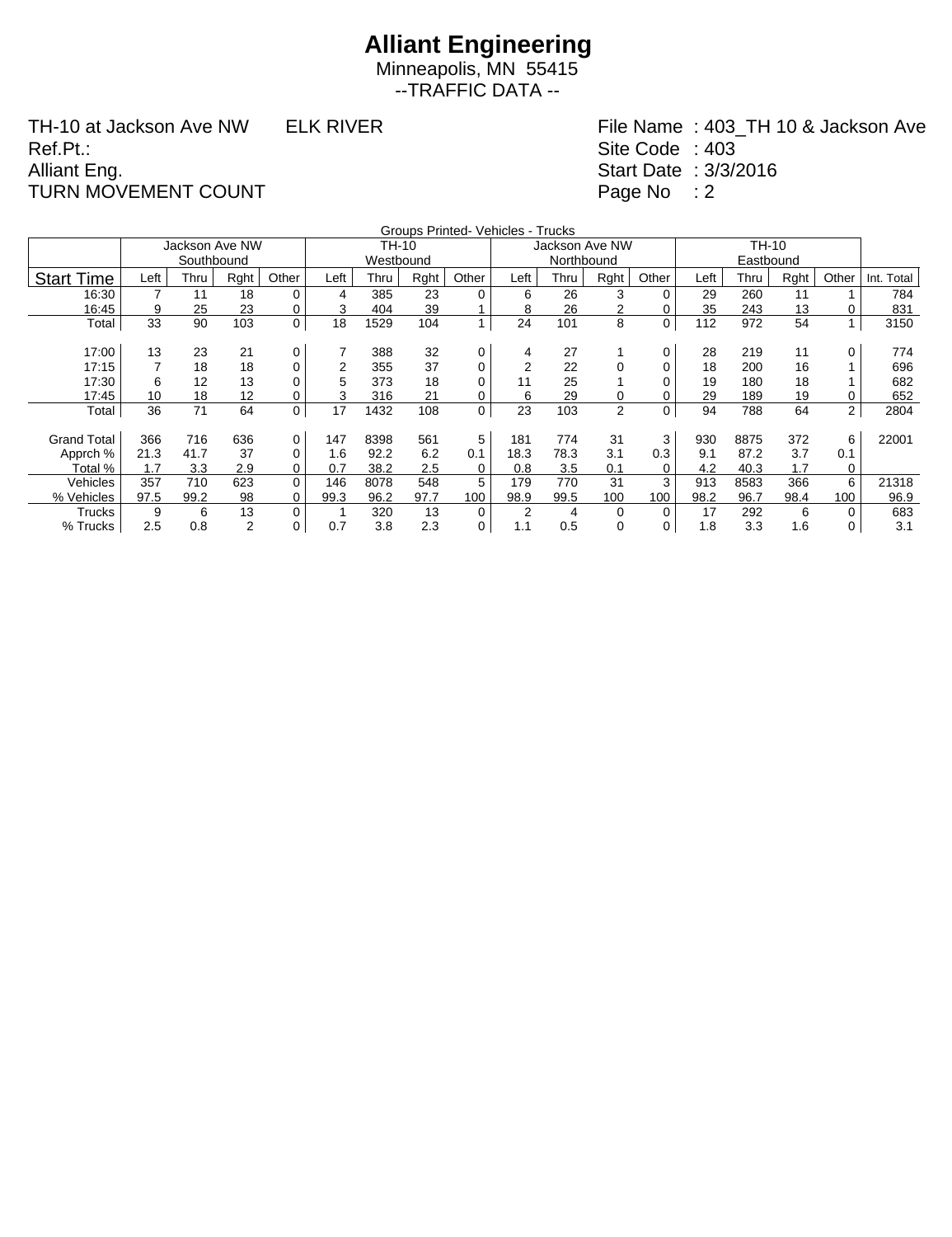# Alliant Engineering

Minneapolis, MN 55415
--TRAFFIC DATA --

TH-10 at Jackson Ave NW     ELK RIVER
Ref.Pt.:
Alliant Eng.
TURN MOVEMENT COUNT

File Name : 403_TH 10 & Jackson Ave
Site Code : 403
Start Date : 3/3/2016
Page No : 2

Groups Printed- Vehicles - Trucks

| | Jackson Ave NW Southbound | | | | TH-10 Westbound | | | | Jackson Ave NW Northbound | | | | TH-10 Eastbound | | | | |
|---|---|---|---|---|---|---|---|---|---|---|---|---|---|---|---|---|---|
| Start Time | Left | Thru | Rght | Other | Left | Thru | Rght | Other | Left | Thru | Rght | Other | Left | Thru | Rght | Other | Int. Total |
| 16:30 | 7 | 11 | 18 | 0 | 4 | 385 | 23 | 0 | 6 | 26 | 3 | 0 | 29 | 260 | 11 | 1 | 784 |
| 16:45 | 9 | 25 | 23 | 0 | 3 | 404 | 39 | 1 | 8 | 26 | 2 | 0 | 35 | 243 | 13 | 0 | 831 |
| Total | 33 | 90 | 103 | 0 | 18 | 1529 | 104 | 1 | 24 | 101 | 8 | 0 | 112 | 972 | 54 | 1 | 3150 |
| | | | | | | | | | | | | | | | | | |
| 17:00 | 13 | 23 | 21 | 0 | 7 | 388 | 32 | 0 | 4 | 27 | 1 | 0 | 28 | 219 | 11 | 0 | 774 |
| 17:15 | 7 | 18 | 18 | 0 | 2 | 355 | 37 | 0 | 2 | 22 | 0 | 0 | 18 | 200 | 16 | 1 | 696 |
| 17:30 | 6 | 12 | 13 | 0 | 5 | 373 | 18 | 0 | 11 | 25 | 1 | 0 | 19 | 180 | 18 | 1 | 682 |
| 17:45 | 10 | 18 | 12 | 0 | 3 | 316 | 21 | 0 | 6 | 29 | 0 | 0 | 29 | 189 | 19 | 0 | 652 |
| Total | 36 | 71 | 64 | 0 | 17 | 1432 | 108 | 0 | 23 | 103 | 2 | 0 | 94 | 788 | 64 | 2 | 2804 |
| | | | | | | | | | | | | | | | | | |
| Grand Total | 366 | 716 | 636 | 0 | 147 | 8398 | 561 | 5 | 181 | 774 | 31 | 3 | 930 | 8875 | 372 | 6 | 22001 |
| Apprch % | 21.3 | 41.7 | 37 | 0 | 1.6 | 92.2 | 6.2 | 0.1 | 18.3 | 78.3 | 3.1 | 0.3 | 9.1 | 87.2 | 3.7 | 0.1 | |
| Total % | 1.7 | 3.3 | 2.9 | 0 | 0.7 | 38.2 | 2.5 | 0 | 0.8 | 3.5 | 0.1 | 0 | 4.2 | 40.3 | 1.7 | 0 | |
| Vehicles | 357 | 710 | 623 | 0 | 146 | 8078 | 548 | 5 | 179 | 770 | 31 | 3 | 913 | 8583 | 366 | 6 | 21318 |
| % Vehicles | 97.5 | 99.2 | 98 | 0 | 99.3 | 96.2 | 97.7 | 100 | 98.9 | 99.5 | 100 | 100 | 98.2 | 96.7 | 98.4 | 100 | 96.9 |
| Trucks | 9 | 6 | 13 | 0 | 1 | 320 | 13 | 0 | 2 | 4 | 0 | 0 | 17 | 292 | 6 | 0 | 683 |
| % Trucks | 2.5 | 0.8 | 2 | 0 | 0.7 | 3.8 | 2.3 | 0 | 1.1 | 0.5 | 0 | 0 | 1.8 | 3.3 | 1.6 | 0 | 3.1 |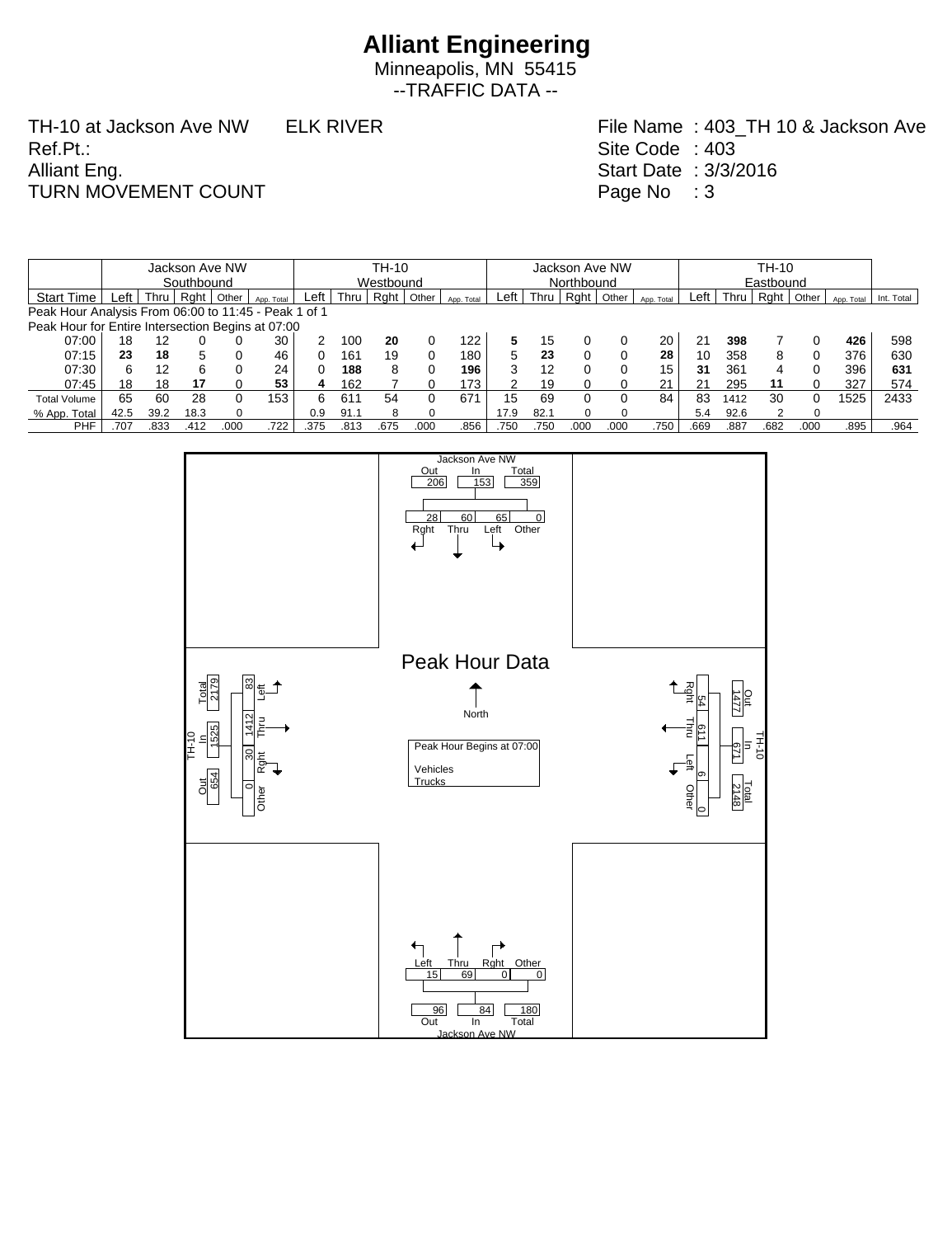# Alliant Engineering

Minneapolis, MN 55415

--TRAFFIC DATA --

TH-10 at Jackson Ave NW ELK RIVER
Ref.Pt.:
Alliant Eng.
TURN MOVEMENT COUNT

File Name : 403_TH 10 & Jackson Ave
Site Code : 403
Start Date : 3/3/2016
Page No : 3

| | Jackson Ave NW Southbound | | | | | TH-10 Westbound | | | | | Jackson Ave NW Northbound | | | | | TH-10 Eastbound | | | | | |
|---|---|---|---|---|---|---|---|---|---|---|---|---|---|---|---|---|---|---|---|---|---|
| Start Time | Left | Thru | Rght | Other | App. Total | Left | Thru | Rght | Other | App. Total | Left | Thru | Rght | Other | App. Total | Left | Thru | Rght | Other | App. Total | Int. Total |
| Peak Hour Analysis From 06:00 to 11:45 - Peak 1 of 1 | | | | | | | | | | | | | | | | | | | | | |
| Peak Hour for Entire Intersection Begins at 07:00 | | | | | | | | | | | | | | | | | | | | | |
| 07:00 | 18 | 12 | 0 | 0 | 30 | 2 | 100 | **20** | 0 | 122 | **5** | 15 | 0 | 0 | 20 | 21 | **398** | 7 | 0 | **426** | 598 |
| 07:15 | **23** | **18** | 5 | 0 | 46 | 0 | 161 | 19 | 0 | 180 | 5 | **23** | 0 | 0 | **28** | 10 | 358 | 8 | 0 | 376 | 630 |
| 07:30 | 6 | 12 | 6 | 0 | 24 | 0 | **188** | 8 | 0 | **196** | 3 | 12 | 0 | 0 | 15 | **31** | 361 | 4 | 0 | 396 | **631** |
| 07:45 | 18 | 18 | **17** | 0 | **53** | **4** | 162 | 7 | 0 | 173 | 2 | 19 | 0 | 0 | 21 | 21 | 295 | **11** | 0 | 327 | 574 |
| Total Volume | 65 | 60 | 28 | 0 | 153 | 6 | 611 | 54 | 0 | 671 | 15 | 69 | 0 | 0 | 84 | 83 | 1412 | 30 | 0 | 1525 | 2433 |
| % App. Total | 42.5 | 39.2 | 18.3 | 0 | | 0.9 | 91.1 | 8 | 0 | | 17.9 | 82.1 | 0 | 0 | | 5.4 | 92.6 | 2 | 0 | | |
| PHF | .707 | .833 | .412 | .000 | .722 | .375 | .813 | .675 | .000 | .856 | .750 | .750 | .000 | .000 | .750 | .669 | .887 | .682 | .000 | .895 | .964 |

## Peak Hour Data

Peak Hour Begins at 07:00

Vehicles
Trucks

North

**Jackson Ave NW (North leg):** Out 206, In 153, Total 359
Rght 28, Thru 60, Left 65, Other 0

**TH-10 (East leg):** Out 1477, In 671, Total 2148
Rght 54, Thru 611, Left 6, Other 0

**TH-10 (West leg):** Out 654, In 1525, Total 2179
Left 83, Thru 1412, Rght 30, Other 0

**Jackson Ave NW (South leg):** Out 96, In 84, Total 180
Left 15, Thru 69, Rght 0, Other 0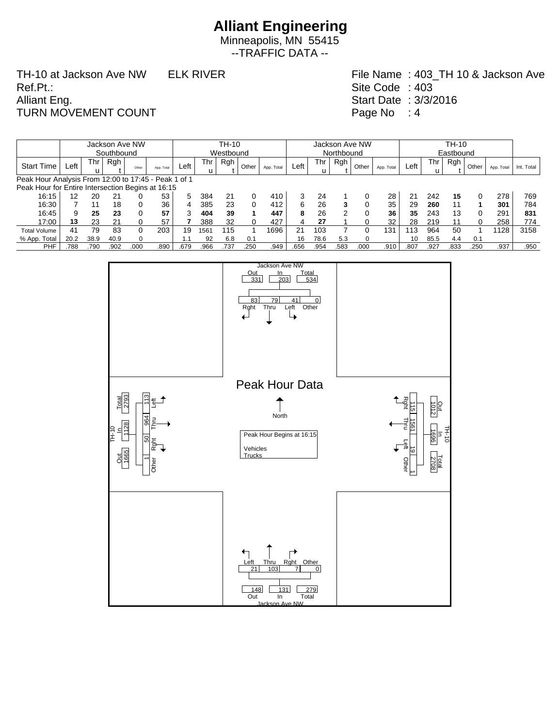# Alliant Engineering

Minneapolis, MN 55415

--TRAFFIC DATA --

TH-10 at Jackson Ave NW ELK RIVER
Ref.Pt.:
Alliant Eng.
TURN MOVEMENT COUNT

File Name : 403_TH 10 & Jackson Ave
Site Code : 403
Start Date : 3/3/2016
Page No : 4

| | Jackson Ave NW Southbound | | | | | TH-10 Westbound | | | | | Jackson Ave NW Northbound | | | | | TH-10 Eastbound | | | | | |
|---|---|---|---|---|---|---|---|---|---|---|---|---|---|---|---|---|---|---|---|---|---|
| Start Time | Left | Thru | Rght | Other | App. Total | Left | Thru | Rght | Other | App. Total | Left | Thru | Rght | Other | App. Total | Left | Thru | Rght | Other | App. Total | Int. Total |
| Peak Hour Analysis From 12:00 to 17:45 - Peak 1 of 1 | | | | | | | | | | | | | | | | | | | | | |
| Peak Hour for Entire Intersection Begins at 16:15 | | | | | | | | | | | | | | | | | | | | | |
| 16:15 | 12 | 20 | 21 | 0 | 53 | 5 | 384 | 21 | 0 | 410 | 3 | 24 | 1 | 0 | 28 | 21 | 242 | **15** | 0 | 278 | 769 |
| 16:30 | 7 | 11 | 18 | 0 | 36 | 4 | 385 | 23 | 0 | 412 | 6 | 26 | **3** | 0 | 35 | 29 | **260** | 11 | **1** | **301** | 784 |
| 16:45 | 9 | **25** | **23** | 0 | **57** | 3 | **404** | **39** | **1** | **447** | **8** | 26 | 2 | 0 | **36** | **35** | 243 | 13 | 0 | 291 | **831** |
| 17:00 | **13** | 23 | 21 | 0 | 57 | **7** | 388 | 32 | 0 | 427 | 4 | **27** | 1 | 0 | 32 | 28 | 219 | 11 | 0 | 258 | 774 |
| Total Volume | 41 | 79 | 83 | 0 | 203 | 19 | 1561 | 115 | 1 | 1696 | 21 | 103 | 7 | 0 | 131 | 113 | 964 | 50 | 1 | 1128 | 3158 |
| % App. Total | 20.2 | 38.9 | 40.9 | 0 | | 1.1 | 92 | 6.8 | 0.1 | | 16 | 78.6 | 5.3 | 0 | | 10 | 85.5 | 4.4 | 0.1 | | |
| PHF | .788 | .790 | .902 | .000 | .890 | .679 | .966 | .737 | .250 | .949 | .656 | .954 | .583 | .000 | .910 | .807 | .927 | .833 | .250 | .937 | .950 |

Peak Hour Data

Jackson Ave NW
Out 331 In 203 Total 534
Rght 83 Thru 79 Left 41 Other 0

TH-10
Out 1012 In 1696 Total 2708
Rght 115 Thru 1561 Left 19 Other 1

Jackson Ave NW
Left 21 Thru 103 Rght 7 Other 0
Out 148 In 131 Total 279

TH-10
Out 1665 In 1128 Total 2793
Left 113 Thru 964 Rght 50 Other 1

North

Peak Hour Begins at 16:15

Vehicles
Trucks